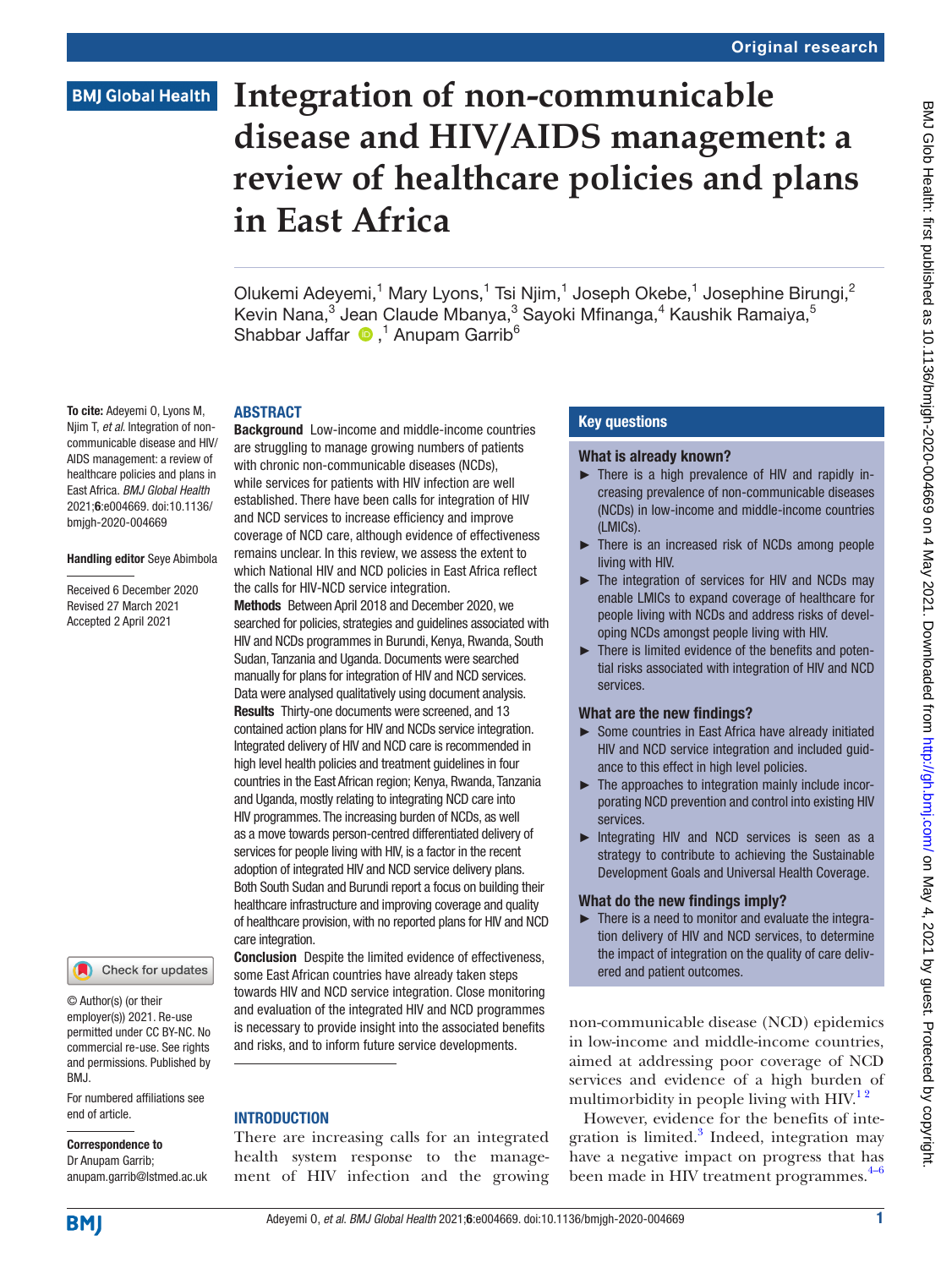Original research

# Integration of non-communicable disease and HIV/AIDS management: a review of healthcare policies and plans in East Africa

Olukemi Adeyemi,[1] Mary Lyons,[1] Tsi Njim,[1] Joseph Okebe,[1] Josephine Birungi,[2] Kevin Nana,[3] Jean Claude Mbanya,[3] Sayoki Mfinanga,[4] Kaushik Ramaiya,[5] Shabbar Jaffar,[1] Anupam Garrib[6]

**To cite:** Adeyemi O, Lyons M, Njim T, *et al*. Integration of non-communicable disease and HIV/AIDS management: a review of healthcare policies and plans in East Africa. *BMJ Global Health* 2021;**6**:e004669. doi:10.1136/bmjgh-2020-004669

**Handling editor** Seye Abimbola

Received 6 December 2020
Revised 27 March 2021
Accepted 2 April 2021

© Author(s) (or their employer(s)) 2021. Re-use permitted under CC BY-NC. No commercial re-use. See rights and permissions. Published by BMJ.

For numbered affiliations see end of article.

**Correspondence to**
Dr Anupam Garrib;
anupam.garrib@lstmed.ac.uk

## ABSTRACT

**Background** Low-income and middle-income countries are struggling to manage growing numbers of patients with chronic non-communicable diseases (NCDs), while services for patients with HIV infection are well established. There have been calls for integration of HIV and NCD services to increase efficiency and improve coverage of NCD care, although evidence of effectiveness remains unclear. In this review, we assess the extent to which National HIV and NCD policies in East Africa reflect the calls for HIV-NCD service integration.

**Methods** Between April 2018 and December 2020, we searched for policies, strategies and guidelines associated with HIV and NCDs programmes in Burundi, Kenya, Rwanda, South Sudan, Tanzania and Uganda. Documents were searched manually for plans for integration of HIV and NCD services. Data were analysed qualitatively using document analysis.

**Results** Thirty-one documents were screened, and 13 contained action plans for HIV and NCDs service integration. Integrated delivery of HIV and NCD care is recommended in high level health policies and treatment guidelines in four countries in the East African region; Kenya, Rwanda, Tanzania and Uganda, mostly relating to integrating NCD care into HIV programmes. The increasing burden of NCDs, as well as a move towards person-centred differentiated delivery of services for people living with HIV, is a factor in the recent adoption of integrated HIV and NCD service delivery plans. Both South Sudan and Burundi report a focus on building their healthcare infrastructure and improving coverage and quality of healthcare provision, with no reported plans for HIV and NCD care integration.

**Conclusion** Despite the limited evidence of effectiveness, some East African countries have already taken steps towards HIV and NCD service integration. Close monitoring and evaluation of the integrated HIV and NCD programmes is necessary to provide insight into the associated benefits and risks, and to inform future service developments.

## Key questions

### What is already known?

- There is a high prevalence of HIV and rapidly increasing prevalence of non-communicable diseases (NCDs) in low-income and middle-income countries (LMICs).
- There is an increased risk of NCDs among people living with HIV.
- The integration of services for HIV and NCDs may enable LMICs to expand coverage of healthcare for people living with NCDs and address risks of developing NCDs amongst people living with HIV.
- There is limited evidence of the benefits and potential risks associated with integration of HIV and NCD services.

### What are the new findings?

- Some countries in East Africa have already initiated HIV and NCD service integration and included guidance to this effect in high level policies.
- The approaches to integration mainly include incorporating NCD prevention and control into existing HIV services.
- Integrating HIV and NCD services is seen as a strategy to contribute to achieving the Sustainable Development Goals and Universal Health Coverage.

### What do the new findings imply?

- There is a need to monitor and evaluate the integration delivery of HIV and NCD services, to determine the impact of integration on the quality of care delivered and patient outcomes.

## INTRODUCTION

There are increasing calls for an integrated health system response to the management of HIV infection and the growing non-communicable disease (NCD) epidemics in low-income and middle-income countries, aimed at addressing poor coverage of NCD services and evidence of a high burden of multimorbidity in people living with HIV.[1,2]

However, evidence for the benefits of integration is limited.[3] Indeed, integration may have a negative impact on progress that has been made in HIV treatment programmes.[4–6]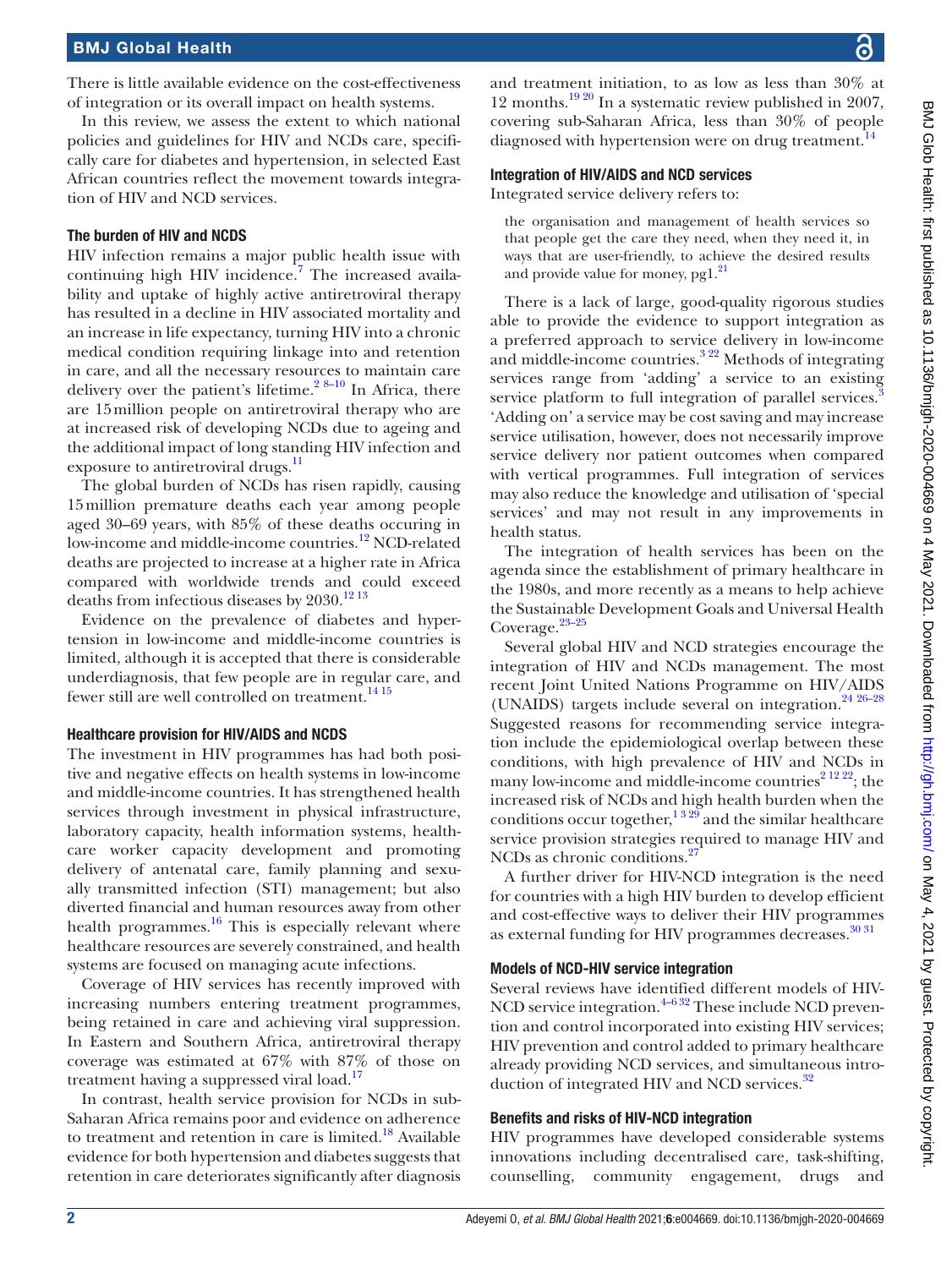There is little available evidence on the cost-effectiveness of integration or its overall impact on health systems.

In this review, we assess the extent to which national policies and guidelines for HIV and NCDs care, specifically care for diabetes and hypertension, in selected East African countries reflect the movement towards integration of HIV and NCD services.

### The burden of HIV and NCDS

HIV infection remains a major public health issue with continuing high HIV incidence.[7] The increased availability and uptake of highly active antiretroviral therapy has resulted in a decline in HIV associated mortality and an increase in life expectancy, turning HIV into a chronic medical condition requiring linkage into and retention in care, and all the necessary resources to maintain care delivery over the patient's lifetime.[2 8–10] In Africa, there are 15 million people on antiretroviral therapy who are at increased risk of developing NCDs due to ageing and the additional impact of long standing HIV infection and exposure to antiretroviral drugs.[11]

The global burden of NCDs has risen rapidly, causing 15 million premature deaths each year among people aged 30–69 years, with 85% of these deaths occuring in low-income and middle-income countries.[12] NCD-related deaths are projected to increase at a higher rate in Africa compared with worldwide trends and could exceed deaths from infectious diseases by 2030.[12 13]

Evidence on the prevalence of diabetes and hypertension in low-income and middle-income countries is limited, although it is accepted that there is considerable underdiagnosis, that few people are in regular care, and fewer still are well controlled on treatment.[14 15]

### Healthcare provision for HIV/AIDS and NCDS

The investment in HIV programmes has had both positive and negative effects on health systems in low-income and middle-income countries. It has strengthened health services through investment in physical infrastructure, laboratory capacity, health information systems, healthcare worker capacity development and promoting delivery of antenatal care, family planning and sexually transmitted infection (STI) management; but also diverted financial and human resources away from other health programmes.[16] This is especially relevant where healthcare resources are severely constrained, and health systems are focused on managing acute infections.

Coverage of HIV services has recently improved with increasing numbers entering treatment programmes, being retained in care and achieving viral suppression. In Eastern and Southern Africa, antiretroviral therapy coverage was estimated at 67% with 87% of those on treatment having a suppressed viral load.[17]

In contrast, health service provision for NCDs in sub-Saharan Africa remains poor and evidence on adherence to treatment and retention in care is limited.[18] Available evidence for both hypertension and diabetes suggests that retention in care deteriorates significantly after diagnosis and treatment initiation, to as low as less than 30% at 12 months.[19 20] In a systematic review published in 2007, covering sub-Saharan Africa, less than 30% of people diagnosed with hypertension were on drug treatment.[14]

### Integration of HIV/AIDS and NCD services

Integrated service delivery refers to:

> the organisation and management of health services so that people get the care they need, when they need it, in ways that are user-friendly, to achieve the desired results and provide value for money, pg1.[21]

There is a lack of large, good-quality rigorous studies able to provide the evidence to support integration as a preferred approach to service delivery in low-income and middle-income countries.[3 22] Methods of integrating services range from 'adding' a service to an existing service platform to full integration of parallel services.[3] 'Adding on' a service may be cost saving and may increase service utilisation, however, does not necessarily improve service delivery nor patient outcomes when compared with vertical programmes. Full integration of services may also reduce the knowledge and utilisation of 'special services' and may not result in any improvements in health status.

The integration of health services has been on the agenda since the establishment of primary healthcare in the 1980s, and more recently as a means to help achieve the Sustainable Development Goals and Universal Health Coverage.[23–25]

Several global HIV and NCD strategies encourage the integration of HIV and NCDs management. The most recent Joint United Nations Programme on HIV/AIDS (UNAIDS) targets include several on integration.[24 26–28] Suggested reasons for recommending service integration include the epidemiological overlap between these conditions, with high prevalence of HIV and NCDs in many low-income and middle-income countries[2 12 22]; the increased risk of NCDs and high health burden when the conditions occur together,[1 3 29] and the similar healthcare service provision strategies required to manage HIV and NCDs as chronic conditions.[27]

A further driver for HIV-NCD integration is the need for countries with a high HIV burden to develop efficient and cost-effective ways to deliver their HIV programmes as external funding for HIV programmes decreases.[30 31]

### Models of NCD-HIV service integration

Several reviews have identified different models of HIV-NCD service integration.[4–6 32] These include NCD prevention and control incorporated into existing HIV services; HIV prevention and control added to primary healthcare already providing NCD services, and simultaneous introduction of integrated HIV and NCD services.[32]

### Benefits and risks of HIV-NCD integration

HIV programmes have developed considerable systems innovations including decentralised care, task-shifting, counselling, community engagement, drugs and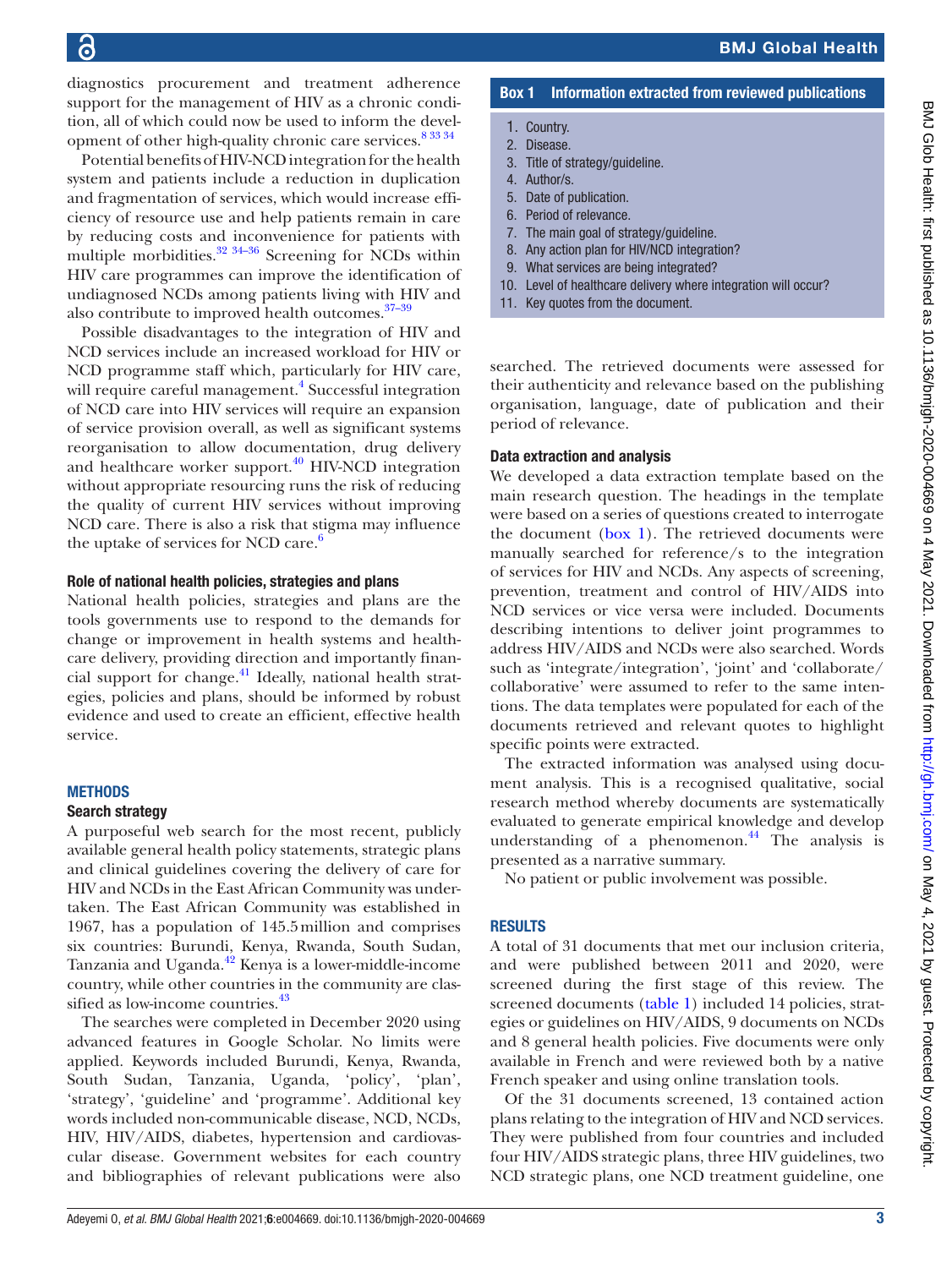diagnostics procurement and treatment adherence support for the management of HIV as a chronic condition, all of which could now be used to inform the development of other high-quality chronic care services.[8 33 34]

Potential benefits of HIV-NCD integration for the health system and patients include a reduction in duplication and fragmentation of services, which would increase efficiency of resource use and help patients remain in care by reducing costs and inconvenience for patients with multiple morbidities.[32 34–36] Screening for NCDs within HIV care programmes can improve the identification of undiagnosed NCDs among patients living with HIV and also contribute to improved health outcomes.[37–39]

Possible disadvantages to the integration of HIV and NCD services include an increased workload for HIV or NCD programme staff which, particularly for HIV care, will require careful management.[4] Successful integration of NCD care into HIV services will require an expansion of service provision overall, as well as significant systems reorganisation to allow documentation, drug delivery and healthcare worker support.[40] HIV-NCD integration without appropriate resourcing runs the risk of reducing the quality of current HIV services without improving NCD care. There is also a risk that stigma may influence the uptake of services for NCD care.[6]

### Role of national health policies, strategies and plans

National health policies, strategies and plans are the tools governments use to respond to the demands for change or improvement in health systems and healthcare delivery, providing direction and importantly financial support for change.[41] Ideally, national health strategies, policies and plans, should be informed by robust evidence and used to create an efficient, effective health service.

## METHODS

### Search strategy

A purposeful web search for the most recent, publicly available general health policy statements, strategic plans and clinical guidelines covering the delivery of care for HIV and NCDs in the East African Community was undertaken. The East African Community was established in 1967, has a population of 145.5 million and comprises six countries: Burundi, Kenya, Rwanda, South Sudan, Tanzania and Uganda.[42] Kenya is a lower-middle-income country, while other countries in the community are classified as low-income countries.[43]

The searches were completed in December 2020 using advanced features in Google Scholar. No limits were applied. Keywords included Burundi, Kenya, Rwanda, South Sudan, Tanzania, Uganda, 'policy', 'plan', 'strategy', 'guideline' and 'programme'. Additional key words included non-communicable disease, NCD, NCDs, HIV, HIV/AIDS, diabetes, hypertension and cardiovascular disease. Government websites for each country and bibliographies of relevant publications were also searched. The retrieved documents were assessed for their authenticity and relevance based on the publishing organisation, language, date of publication and their period of relevance.

**Box 1 Information extracted from reviewed publications**

1. Country.
2. Disease.
3. Title of strategy/guideline.
4. Author/s.
5. Date of publication.
6. Period of relevance.
7. The main goal of strategy/guideline.
8. Any action plan for HIV/NCD integration?
9. What services are being integrated?
10. Level of healthcare delivery where integration will occur?
11. Key quotes from the document.

### Data extraction and analysis

We developed a data extraction template based on the main research question. The headings in the template were based on a series of questions created to interrogate the document (box 1). The retrieved documents were manually searched for reference/s to the integration of services for HIV and NCDs. Any aspects of screening, prevention, treatment and control of HIV/AIDS into NCD services or vice versa were included. Documents describing intentions to deliver joint programmes to address HIV/AIDS and NCDs were also searched. Words such as 'integrate/integration', 'joint' and 'collaborate/collaborative' were assumed to refer to the same intentions. The data templates were populated for each of the documents retrieved and relevant quotes to highlight specific points were extracted.

The extracted information was analysed using document analysis. This is a recognised qualitative, social research method whereby documents are systematically evaluated to generate empirical knowledge and develop understanding of a phenomenon.[44] The analysis is presented as a narrative summary.

No patient or public involvement was possible.

## RESULTS

A total of 31 documents that met our inclusion criteria, and were published between 2011 and 2020, were screened during the first stage of this review. The screened documents (table 1) included 14 policies, strategies or guidelines on HIV/AIDS, 9 documents on NCDs and 8 general health policies. Five documents were only available in French and were reviewed both by a native French speaker and using online translation tools.

Of the 31 documents screened, 13 contained action plans relating to the integration of HIV and NCD services. They were published from four countries and included four HIV/AIDS strategic plans, three HIV guidelines, two NCD strategic plans, one NCD treatment guideline, one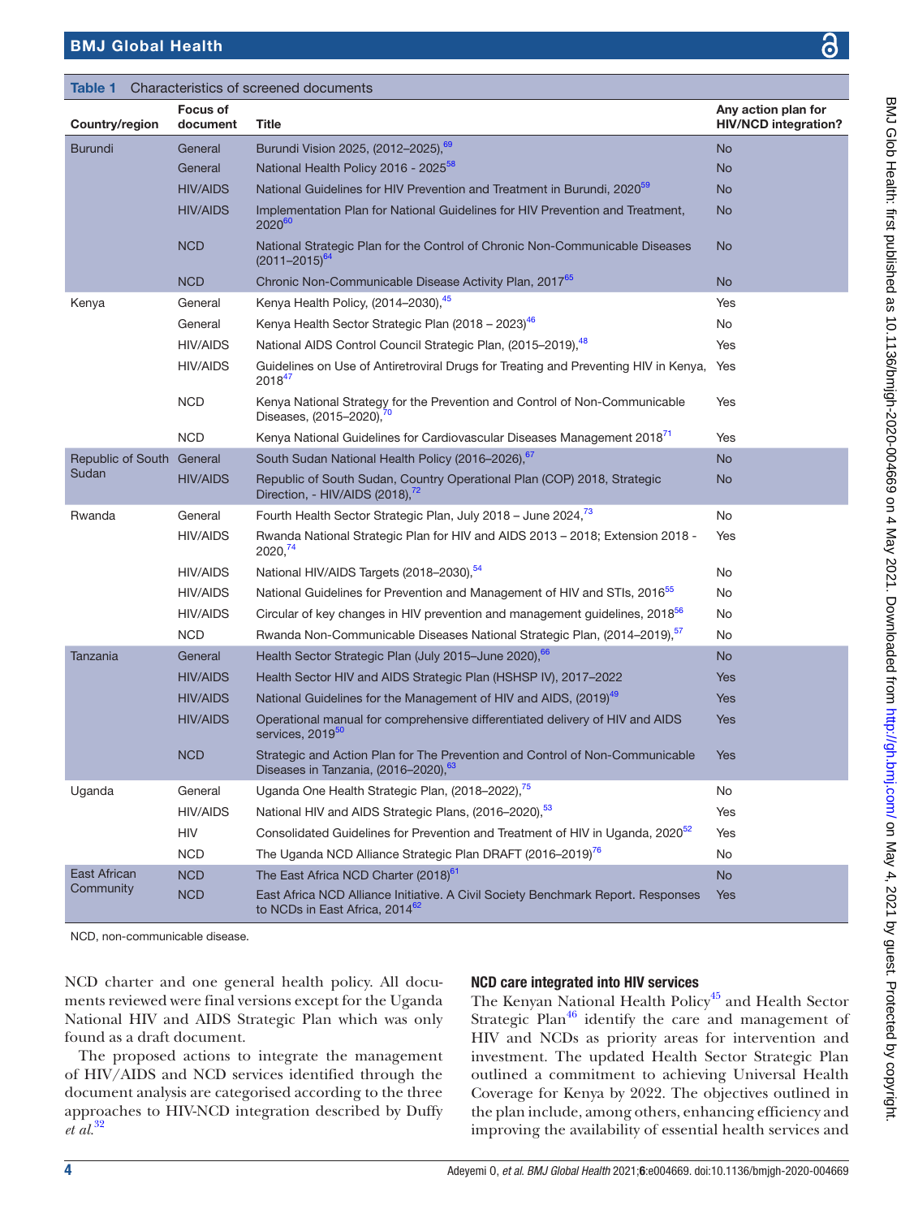Table 1 Characteristics of screened documents

| Country/region | Focus of document | Title | Any action plan for HIV/NCD integration? |
|---|---|---|---|
| Burundi | General | Burundi Vision 2025, (2012–2025),[69] | No |
| | General | National Health Policy 2016 - 2025[58] | No |
| | HIV/AIDS | National Guidelines for HIV Prevention and Treatment in Burundi, 2020[59] | No |
| | HIV/AIDS | Implementation Plan for National Guidelines for HIV Prevention and Treatment, 2020[60] | No |
| | NCD | National Strategic Plan for the Control of Chronic Non-Communicable Diseases (2011–2015)[64] | No |
| | NCD | Chronic Non-Communicable Disease Activity Plan, 2017[65] | No |
| Kenya | General | Kenya Health Policy, (2014–2030),[45] | Yes |
| | General | Kenya Health Sector Strategic Plan (2018 – 2023)[46] | No |
| | HIV/AIDS | National AIDS Control Council Strategic Plan, (2015–2019),[48] | Yes |
| | HIV/AIDS | Guidelines on Use of Antiretroviral Drugs for Treating and Preventing HIV in Kenya, 2018[47] | Yes |
| | NCD | Kenya National Strategy for the Prevention and Control of Non-Communicable Diseases, (2015–2020),[70] | Yes |
| | NCD | Kenya National Guidelines for Cardiovascular Diseases Management 2018[71] | Yes |
| Republic of South Sudan | General | South Sudan National Health Policy (2016–2026),[67] | No |
| | HIV/AIDS | Republic of South Sudan, Country Operational Plan (COP) 2018, Strategic Direction, - HIV/AIDS (2018),[72] | No |
| Rwanda | General | Fourth Health Sector Strategic Plan, July 2018 – June 2024,[73] | No |
| | HIV/AIDS | Rwanda National Strategic Plan for HIV and AIDS 2013 – 2018; Extension 2018 - 2020,[74] | Yes |
| | HIV/AIDS | National HIV/AIDS Targets (2018–2030),[54] | No |
| | HIV/AIDS | National Guidelines for Prevention and Management of HIV and STIs, 2016[55] | No |
| | HIV/AIDS | Circular of key changes in HIV prevention and management guidelines, 2018[56] | No |
| | NCD | Rwanda Non-Communicable Diseases National Strategic Plan, (2014–2019),[57] | No |
| Tanzania | General | Health Sector Strategic Plan (July 2015–June 2020),[66] | No |
| | HIV/AIDS | Health Sector HIV and AIDS Strategic Plan (HSHSP IV), 2017–2022 | Yes |
| | HIV/AIDS | National Guidelines for the Management of HIV and AIDS, (2019)[49] | Yes |
| | HIV/AIDS | Operational manual for comprehensive differentiated delivery of HIV and AIDS services, 2019[50] | Yes |
| | NCD | Strategic and Action Plan for The Prevention and Control of Non-Communicable Diseases in Tanzania, (2016–2020),[63] | Yes |
| Uganda | General | Uganda One Health Strategic Plan, (2018–2022),[75] | No |
| | HIV/AIDS | National HIV and AIDS Strategic Plans, (2016–2020),[53] | Yes |
| | HIV | Consolidated Guidelines for Prevention and Treatment of HIV in Uganda, 2020[52] | Yes |
| | NCD | The Uganda NCD Alliance Strategic Plan DRAFT (2016–2019)[76] | No |
| East African Community | NCD | The East Africa NCD Charter (2018)[61] | No |
| | NCD | East Africa NCD Alliance Initiative. A Civil Society Benchmark Report. Responses to NCDs in East Africa, 2014[62] | Yes |

NCD, non-communicable disease.

NCD charter and one general health policy. All documents reviewed were final versions except for the Uganda National HIV and AIDS Strategic Plan which was only found as a draft document.

The proposed actions to integrate the management of HIV/AIDS and NCD services identified through the document analysis are categorised according to the three approaches to HIV-NCD integration described by Duffy *et al*.[32]

### NCD care integrated into HIV services

The Kenyan National Health Policy[45] and Health Sector Strategic Plan[46] identify the care and management of HIV and NCDs as priority areas for intervention and investment. The updated Health Sector Strategic Plan outlined a commitment to achieving Universal Health Coverage for Kenya by 2022. The objectives outlined in the plan include, among others, enhancing efficiency and improving the availability of essential health services and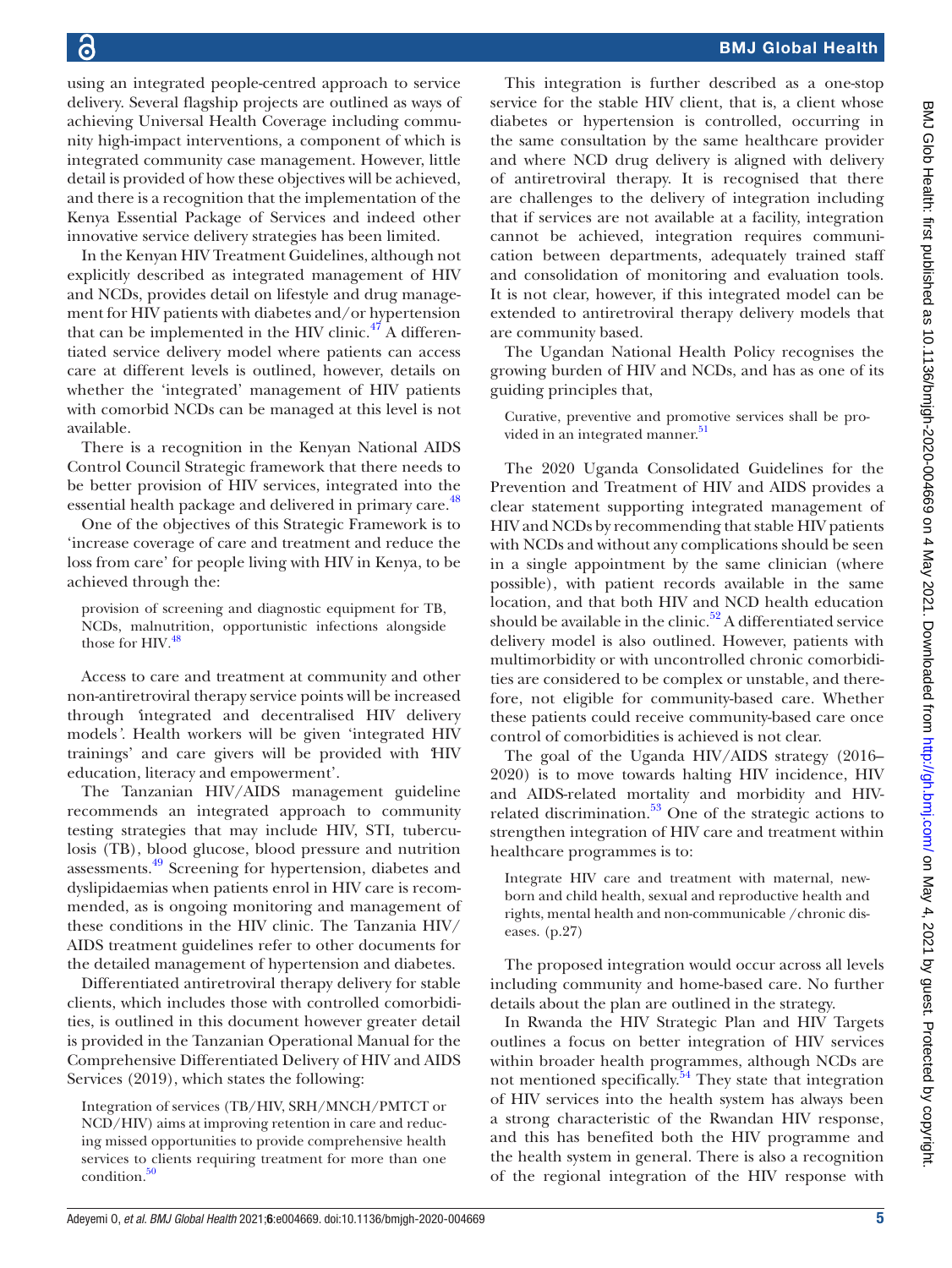using an integrated people-centred approach to service delivery. Several flagship projects are outlined as ways of achieving Universal Health Coverage including community high-impact interventions, a component of which is integrated community case management. However, little detail is provided of how these objectives will be achieved, and there is a recognition that the implementation of the Kenya Essential Package of Services and indeed other innovative service delivery strategies has been limited.

In the Kenyan HIV Treatment Guidelines, although not explicitly described as integrated management of HIV and NCDs, provides detail on lifestyle and drug management for HIV patients with diabetes and/or hypertension that can be implemented in the HIV clinic.[47] A differentiated service delivery model where patients can access care at different levels is outlined, however, details on whether the 'integrated' management of HIV patients with comorbid NCDs can be managed at this level is not available.

There is a recognition in the Kenyan National AIDS Control Council Strategic framework that there needs to be better provision of HIV services, integrated into the essential health package and delivered in primary care.[48]

One of the objectives of this Strategic Framework is to 'increase coverage of care and treatment and reduce the loss from care' for people living with HIV in Kenya, to be achieved through the:

> provision of screening and diagnostic equipment for TB, NCDs, malnutrition, opportunistic infections alongside those for HIV.[48]

Access to care and treatment at community and other non-antiretroviral therapy service points will be increased through 'integrated and decentralised HIV delivery models'. Health workers will be given 'integrated HIV trainings' and care givers will be provided with 'HIV education, literacy and empowerment'.

The Tanzanian HIV/AIDS management guideline recommends an integrated approach to community testing strategies that may include HIV, STI, tuberculosis (TB), blood glucose, blood pressure and nutrition assessments.[49] Screening for hypertension, diabetes and dyslipidaemias when patients enrol in HIV care is recommended, as is ongoing monitoring and management of these conditions in the HIV clinic. The Tanzania HIV/AIDS treatment guidelines refer to other documents for the detailed management of hypertension and diabetes.

Differentiated antiretroviral therapy delivery for stable clients, which includes those with controlled comorbidities, is outlined in this document however greater detail is provided in the Tanzanian Operational Manual for the Comprehensive Differentiated Delivery of HIV and AIDS Services (2019), which states the following:

> Integration of services (TB/HIV, SRH/MNCH/PMTCT or NCD/HIV) aims at improving retention in care and reducing missed opportunities to provide comprehensive health services to clients requiring treatment for more than one condition.[50]

This integration is further described as a one-stop service for the stable HIV client, that is, a client whose diabetes or hypertension is controlled, occurring in the same consultation by the same healthcare provider and where NCD drug delivery is aligned with delivery of antiretroviral therapy. It is recognised that there are challenges to the delivery of integration including that if services are not available at a facility, integration cannot be achieved, integration requires communication between departments, adequately trained staff and consolidation of monitoring and evaluation tools. It is not clear, however, if this integrated model can be extended to antiretroviral therapy delivery models that are community based.

The Ugandan National Health Policy recognises the growing burden of HIV and NCDs, and has as one of its guiding principles that,

> Curative, preventive and promotive services shall be provided in an integrated manner.[51]

The 2020 Uganda Consolidated Guidelines for the Prevention and Treatment of HIV and AIDS provides a clear statement supporting integrated management of HIV and NCDs by recommending that stable HIV patients with NCDs and without any complications should be seen in a single appointment by the same clinician (where possible), with patient records available in the same location, and that both HIV and NCD health education should be available in the clinic.[52] A differentiated service delivery model is also outlined. However, patients with multimorbidity or with uncontrolled chronic comorbidities are considered to be complex or unstable, and therefore, not eligible for community-based care. Whether these patients could receive community-based care once control of comorbidities is achieved is not clear.

The goal of the Uganda HIV/AIDS strategy (2016–2020) is to move towards halting HIV incidence, HIV and AIDS-related mortality and morbidity and HIV-related discrimination.[53] One of the strategic actions to strengthen integration of HIV care and treatment within healthcare programmes is to:

> Integrate HIV care and treatment with maternal, newborn and child health, sexual and reproductive health and rights, mental health and non-communicable /chronic diseases. (p.27)

The proposed integration would occur across all levels including community and home-based care. No further details about the plan are outlined in the strategy.

In Rwanda the HIV Strategic Plan and HIV Targets outlines a focus on better integration of HIV services within broader health programmes, although NCDs are not mentioned specifically.[54] They state that integration of HIV services into the health system has always been a strong characteristic of the Rwandan HIV response, and this has benefited both the HIV programme and the health system in general. There is also a recognition of the regional integration of the HIV response with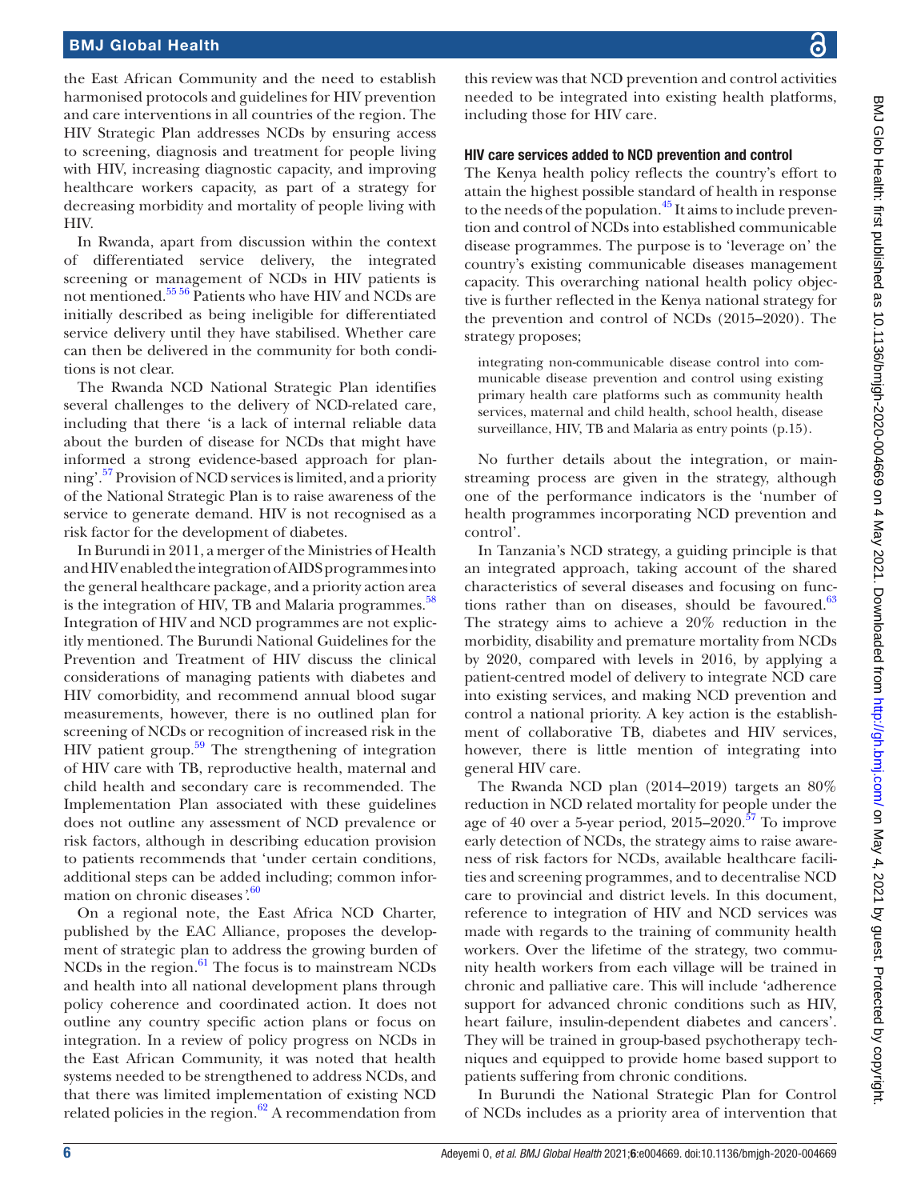the East African Community and the need to establish harmonised protocols and guidelines for HIV prevention and care interventions in all countries of the region. The HIV Strategic Plan addresses NCDs by ensuring access to screening, diagnosis and treatment for people living with HIV, increasing diagnostic capacity, and improving healthcare workers capacity, as part of a strategy for decreasing morbidity and mortality of people living with HIV.

In Rwanda, apart from discussion within the context of differentiated service delivery, the integrated screening or management of NCDs in HIV patients is not mentioned.[55 56] Patients who have HIV and NCDs are initially described as being ineligible for differentiated service delivery until they have stabilised. Whether care can then be delivered in the community for both conditions is not clear.

The Rwanda NCD National Strategic Plan identifies several challenges to the delivery of NCD-related care, including that there 'is a lack of internal reliable data about the burden of disease for NCDs that might have informed a strong evidence-based approach for planning'.[57] Provision of NCD services is limited, and a priority of the National Strategic Plan is to raise awareness of the service to generate demand. HIV is not recognised as a risk factor for the development of diabetes.

In Burundi in 2011, a merger of the Ministries of Health and HIV enabled the integration of AIDS programmes into the general healthcare package, and a priority action area is the integration of HIV, TB and Malaria programmes.[58] Integration of HIV and NCD programmes are not explicitly mentioned. The Burundi National Guidelines for the Prevention and Treatment of HIV discuss the clinical considerations of managing patients with diabetes and HIV comorbidity, and recommend annual blood sugar measurements, however, there is no outlined plan for screening of NCDs or recognition of increased risk in the HIV patient group.[59] The strengthening of integration of HIV care with TB, reproductive health, maternal and child health and secondary care is recommended. The Implementation Plan associated with these guidelines does not outline any assessment of NCD prevalence or risk factors, although in describing education provision to patients recommends that 'under certain conditions, additional steps can be added including; common information on chronic diseases'.[60]

On a regional note, the East Africa NCD Charter, published by the EAC Alliance, proposes the development of strategic plan to address the growing burden of NCDs in the region.[61] The focus is to mainstream NCDs and health into all national development plans through policy coherence and coordinated action. It does not outline any country specific action plans or focus on integration. In a review of policy progress on NCDs in the East African Community, it was noted that health systems needed to be strengthened to address NCDs, and that there was limited implementation of existing NCD related policies in the region.[62] A recommendation from this review was that NCD prevention and control activities needed to be integrated into existing health platforms, including those for HIV care.

### HIV care services added to NCD prevention and control

The Kenya health policy reflects the country's effort to attain the highest possible standard of health in response to the needs of the population.[45] It aims to include prevention and control of NCDs into established communicable disease programmes. The purpose is to 'leverage on' the country's existing communicable diseases management capacity. This overarching national health policy objective is further reflected in the Kenya national strategy for the prevention and control of NCDs (2015–2020). The strategy proposes;

> integrating non-communicable disease control into communicable disease prevention and control using existing primary health care platforms such as community health services, maternal and child health, school health, disease surveillance, HIV, TB and Malaria as entry points (p.15).

No further details about the integration, or mainstreaming process are given in the strategy, although one of the performance indicators is the 'number of health programmes incorporating NCD prevention and control'.

In Tanzania's NCD strategy, a guiding principle is that an integrated approach, taking account of the shared characteristics of several diseases and focusing on functions rather than on diseases, should be favoured.[63] The strategy aims to achieve a 20% reduction in the morbidity, disability and premature mortality from NCDs by 2020, compared with levels in 2016, by applying a patient-centred model of delivery to integrate NCD care into existing services, and making NCD prevention and control a national priority. A key action is the establishment of collaborative TB, diabetes and HIV services, however, there is little mention of integrating into general HIV care.

The Rwanda NCD plan (2014–2019) targets an 80% reduction in NCD related mortality for people under the age of 40 over a 5-year period, 2015–2020.[57] To improve early detection of NCDs, the strategy aims to raise awareness of risk factors for NCDs, available healthcare facilities and screening programmes, and to decentralise NCD care to provincial and district levels. In this document, reference to integration of HIV and NCD services was made with regards to the training of community health workers. Over the lifetime of the strategy, two community health workers from each village will be trained in chronic and palliative care. This will include 'adherence support for advanced chronic conditions such as HIV, heart failure, insulin-dependent diabetes and cancers'. They will be trained in group-based psychotherapy techniques and equipped to provide home based support to patients suffering from chronic conditions.

In Burundi the National Strategic Plan for Control of NCDs includes as a priority area of intervention that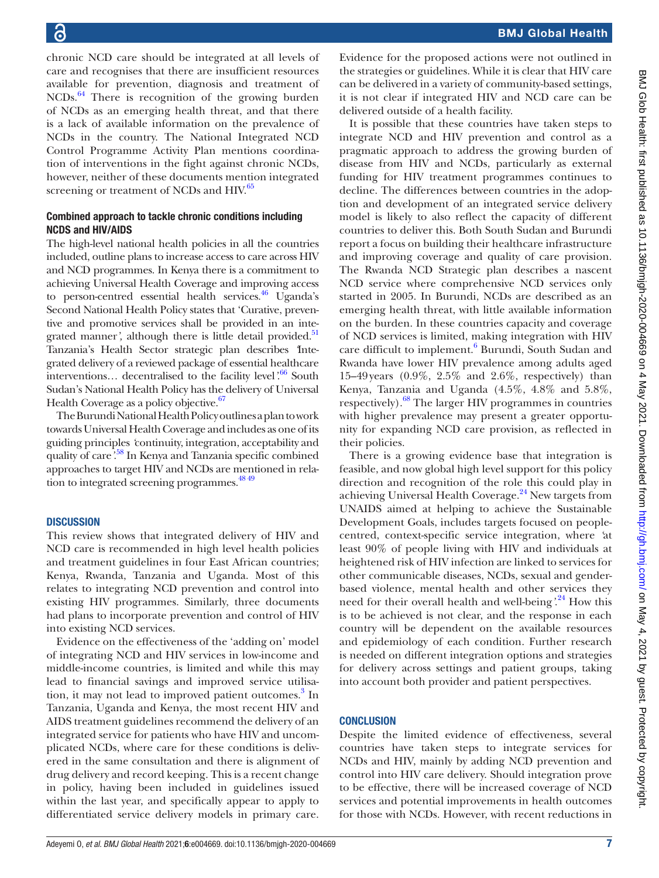chronic NCD care should be integrated at all levels of care and recognises that there are insufficient resources available for prevention, diagnosis and treatment of NCDs.[64] There is recognition of the growing burden of NCDs as an emerging health threat, and that there is a lack of available information on the prevalence of NCDs in the country. The National Integrated NCD Control Programme Activity Plan mentions coordination of interventions in the fight against chronic NCDs, however, neither of these documents mention integrated screening or treatment of NCDs and HIV.[65]

### Combined approach to tackle chronic conditions including NCDS and HIV/AIDS

The high-level national health policies in all the countries included, outline plans to increase access to care across HIV and NCD programmes. In Kenya there is a commitment to achieving Universal Health Coverage and improving access to person-centred essential health services.[46] Uganda's Second National Health Policy states that 'Curative, preventive and promotive services shall be provided in an integrated manner', although there is little detail provided.[51] Tanzania's Health Sector strategic plan describes 'Integrated delivery of a reviewed package of essential healthcare interventions… decentralised to the facility level'.[66] South Sudan's National Health Policy has the delivery of Universal Health Coverage as a policy objective.[67]

The Burundi National Health Policy outlines a plan to work towards Universal Health Coverage and includes as one of its guiding principles 'continuity, integration, acceptability and quality of care'.[58] In Kenya and Tanzania specific combined approaches to target HIV and NCDs are mentioned in relation to integrated screening programmes.[48 49]

## DISCUSSION

This review shows that integrated delivery of HIV and NCD care is recommended in high level health policies and treatment guidelines in four East African countries; Kenya, Rwanda, Tanzania and Uganda. Most of this relates to integrating NCD prevention and control into existing HIV programmes. Similarly, three documents had plans to incorporate prevention and control of HIV into existing NCD services.

Evidence on the effectiveness of the 'adding on' model of integrating NCD and HIV services in low-income and middle-income countries, is limited and while this may lead to financial savings and improved service utilisation, it may not lead to improved patient outcomes.[3] In Tanzania, Uganda and Kenya, the most recent HIV and AIDS treatment guidelines recommend the delivery of an integrated service for patients who have HIV and uncomplicated NCDs, where care for these conditions is delivered in the same consultation and there is alignment of drug delivery and record keeping. This is a recent change in policy, having been included in guidelines issued within the last year, and specifically appear to apply to differentiated service delivery models in primary care. Evidence for the proposed actions were not outlined in the strategies or guidelines. While it is clear that HIV care can be delivered in a variety of community-based settings, it is not clear if integrated HIV and NCD care can be delivered outside of a health facility.

It is possible that these countries have taken steps to integrate NCD and HIV prevention and control as a pragmatic approach to address the growing burden of disease from HIV and NCDs, particularly as external funding for HIV treatment programmes continues to decline. The differences between countries in the adoption and development of an integrated service delivery model is likely to also reflect the capacity of different countries to deliver this. Both South Sudan and Burundi report a focus on building their healthcare infrastructure and improving coverage and quality of care provision. The Rwanda NCD Strategic plan describes a nascent NCD service where comprehensive NCD services only started in 2005. In Burundi, NCDs are described as an emerging health threat, with little available information on the burden. In these countries capacity and coverage of NCD services is limited, making integration with HIV care difficult to implement.[6] Burundi, South Sudan and Rwanda have lower HIV prevalence among adults aged 15–49 years (0.9%, 2.5% and 2.6%, respectively) than Kenya, Tanzania and Uganda (4.5%, 4.8% and 5.8%, respectively).[68] The larger HIV programmes in countries with higher prevalence may present a greater opportunity for expanding NCD care provision, as reflected in their policies.

There is a growing evidence base that integration is feasible, and now global high level support for this policy direction and recognition of the role this could play in achieving Universal Health Coverage.[24] New targets from UNAIDS aimed at helping to achieve the Sustainable Development Goals, includes targets focused on people-centred, context-specific service integration, where 'at least 90% of people living with HIV and individuals at heightened risk of HIV infection are linked to services for other communicable diseases, NCDs, sexual and gender-based violence, mental health and other services they need for their overall health and well-being'.[24] How this is to be achieved is not clear, and the response in each country will be dependent on the available resources and epidemiology of each condition. Further research is needed on different integration options and strategies for delivery across settings and patient groups, taking into account both provider and patient perspectives.

## CONCLUSION

Despite the limited evidence of effectiveness, several countries have taken steps to integrate services for NCDs and HIV, mainly by adding NCD prevention and control into HIV care delivery. Should integration prove to be effective, there will be increased coverage of NCD services and potential improvements in health outcomes for those with NCDs. However, with recent reductions in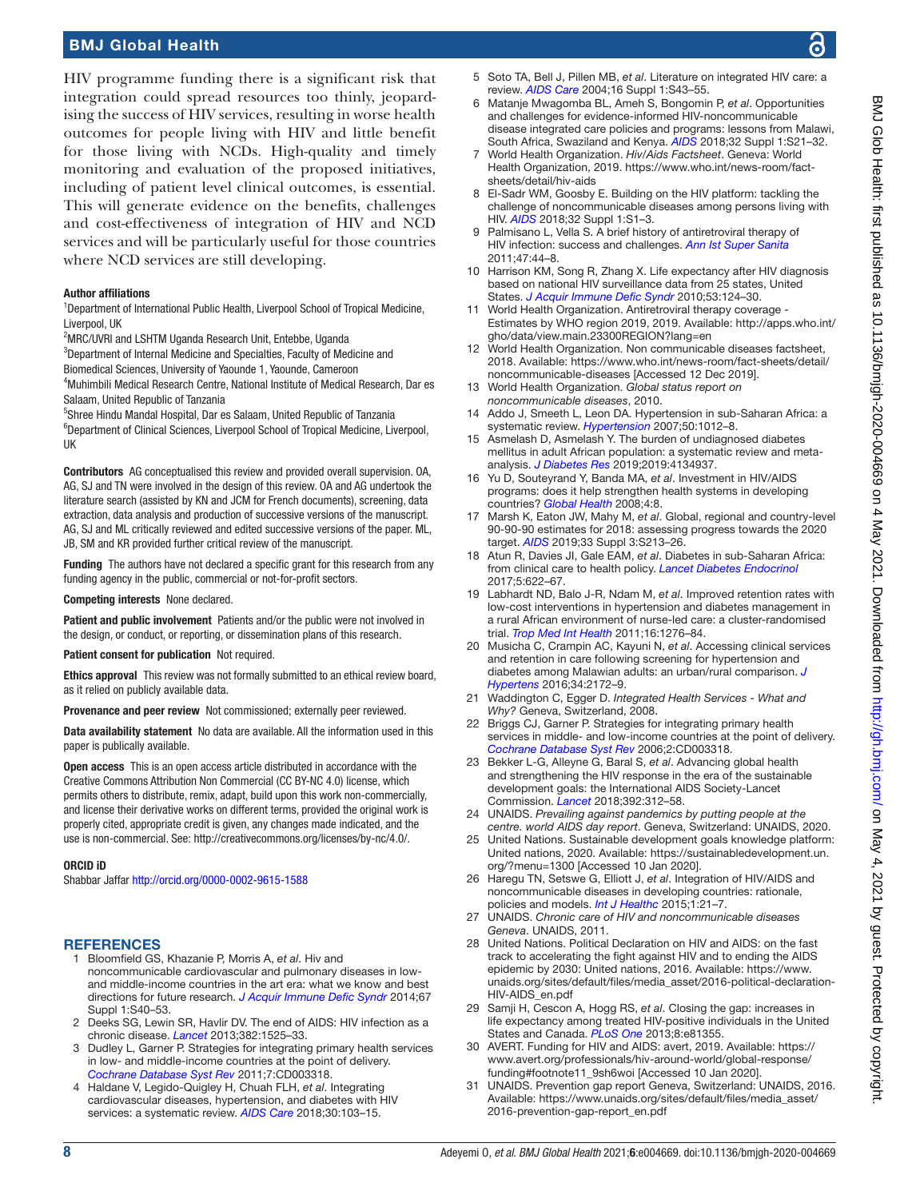HIV programme funding there is a significant risk that integration could spread resources too thinly, jeopardising the success of HIV services, resulting in worse health outcomes for people living with HIV and little benefit for those living with NCDs. High-quality and timely monitoring and evaluation of the proposed initiatives, including of patient level clinical outcomes, is essential. This will generate evidence on the benefits, challenges and cost-effectiveness of integration of HIV and NCD services and will be particularly useful for those countries where NCD services are still developing.

#### Author affiliations

[1]Department of International Public Health, Liverpool School of Tropical Medicine, Liverpool, UK
[2]MRC/UVRI and LSHTM Uganda Research Unit, Entebbe, Uganda
[3]Department of Internal Medicine and Specialties, Faculty of Medicine and Biomedical Sciences, University of Yaounde 1, Yaounde, Cameroon
[4]Muhimbili Medical Research Centre, National Institute of Medical Research, Dar es Salaam, United Republic of Tanzania
[5]Shree Hindu Mandal Hospital, Dar es Salaam, United Republic of Tanzania
[6]Department of Clinical Sciences, Liverpool School of Tropical Medicine, Liverpool, UK

**Contributors** AG conceptualised this review and provided overall supervision. OA, AG, SJ and TN were involved in the design of this review. OA and AG undertook the literature search (assisted by KN and JCM for French documents), screening, data extraction, data analysis and production of successive versions of the manuscript. AG, SJ and ML critically reviewed and edited successive versions of the paper. ML, JB, SM and KR provided further critical review of the manuscript.

**Funding** The authors have not declared a specific grant for this research from any funding agency in the public, commercial or not-for-profit sectors.

**Competing interests** None declared.

**Patient and public involvement** Patients and/or the public were not involved in the design, or conduct, or reporting, or dissemination plans of this research.

**Patient consent for publication** Not required.

**Ethics approval** This review was not formally submitted to an ethical review board, as it relied on publicly available data.

**Provenance and peer review** Not commissioned; externally peer reviewed.

**Data availability statement** No data are available. All the information used in this paper is publically available.

**Open access** This is an open access article distributed in accordance with the Creative Commons Attribution Non Commercial (CC BY-NC 4.0) license, which permits others to distribute, remix, adapt, build upon this work non-commercially, and license their derivative works on different terms, provided the original work is properly cited, appropriate credit is given, any changes made indicated, and the use is non-commercial. See: http://creativecommons.org/licenses/by-nc/4.0/.

#### ORCID iD

Shabbar Jaffar http://orcid.org/0000-0002-9615-1588

## REFERENCES

1. Bloomfield GS, Khazanie P, Morris A, *et al*. Hiv and noncommunicable cardiovascular and pulmonary diseases in low- and middle-income countries in the art era: what we know and best directions for future research. *J Acquir Immune Defic Syndr* 2014;67 Suppl 1:S40–53.
2. Deeks SG, Lewin SR, Havlir DV. The end of AIDS: HIV infection as a chronic disease. *Lancet* 2013;382:1525–33.
3. Dudley L, Garner P. Strategies for integrating primary health services in low- and middle-income countries at the point of delivery. *Cochrane Database Syst Rev* 2011;7:CD003318.
4. Haldane V, Legido-Quigley H, Chuah FLH, *et al*. Integrating cardiovascular diseases, hypertension, and diabetes with HIV services: a systematic review. *AIDS Care* 2018;30:103–15.
5. Soto TA, Bell J, Pillen MB, *et al*. Literature on integrated HIV care: a review. *AIDS Care* 2004;16 Suppl 1:S43–55.
6. Matanje Mwagomba BL, Ameh S, Bongomin P, *et al*. Opportunities and challenges for evidence-informed HIV-noncommunicable disease integrated care policies and programs: lessons from Malawi, South Africa, Swaziland and Kenya. *AIDS* 2018;32 Suppl 1:S21–32.
7. World Health Organization. *Hiv/Aids Factsheet*. Geneva: World Health Organization, 2019. https://www.who.int/news-room/fact-sheets/detail/hiv-aids
8. El-Sadr WM, Goosby E. Building on the HIV platform: tackling the challenge of noncommunicable diseases among persons living with HIV. *AIDS* 2018;32 Suppl 1:S1–3.
9. Palmisano L, Vella S. A brief history of antiretroviral therapy of HIV infection: success and challenges. *Ann Ist Super Sanita* 2011;47:44–8.
10. Harrison KM, Song R, Zhang X. Life expectancy after HIV diagnosis based on national HIV surveillance data from 25 states, United States. *J Acquir Immune Defic Syndr* 2010;53:124–30.
11. World Health Organization. Antiretroviral therapy coverage - Estimates by WHO region 2019, 2019. Available: http://apps.who.int/gho/data/view.main.23300REGION?lang=en
12. World Health Organization. Non communicable diseases factsheet, 2018. Available: https://www.who.int/news-room/fact-sheets/detail/noncommunicable-diseases [Accessed 12 Dec 2019].
13. World Health Organization. *Global status report on noncommunicable diseases*, 2010.
14. Addo J, Smeeth L, Leon DA. Hypertension in sub-Saharan Africa: a systematic review. *Hypertension* 2007;50:1012–8.
15. Asmelash D, Asmelash Y. The burden of undiagnosed diabetes mellitus in adult African population: a systematic review and meta-analysis. *J Diabetes Res* 2019;2019:4134937.
16. Yu D, Souteyrand Y, Banda MA, *et al*. Investment in HIV/AIDS programs: does it help strengthen health systems in developing countries? *Global Health* 2008;4:8.
17. Marsh K, Eaton JW, Mahy M, *et al*. Global, regional and country-level 90-90-90 estimates for 2018: assessing progress towards the 2020 target. *AIDS* 2019;33 Suppl 3:S213–26.
18. Atun R, Davies JI, Gale EAM, *et al*. Diabetes in sub-Saharan Africa: from clinical care to health policy. *Lancet Diabetes Endocrinol* 2017;5:622–67.
19. Labhardt ND, Balo J-R, Ndam M, *et al*. Improved retention rates with low-cost interventions in hypertension and diabetes management in a rural African environment of nurse-led care: a cluster-randomised trial. *Trop Med Int Health* 2011;16:1276–84.
20. Musicha C, Crampin AC, Kayuni N, *et al*. Accessing clinical services and retention in care following screening for hypertension and diabetes among Malawian adults: an urban/rural comparison. *J Hypertens* 2016;34:2172–9.
21. Waddington C, Egger D. *Integrated Health Services - What and Why?* Geneva, Switzerland, 2008.
22. Briggs CJ, Garner P. Strategies for integrating primary health services in middle- and low-income countries at the point of delivery. *Cochrane Database Syst Rev* 2006;2:CD003318.
23. Bekker L-G, Alleyne G, Baral S, *et al*. Advancing global health and strengthening the HIV response in the era of the sustainable development goals: the International AIDS Society-Lancet Commission. *Lancet* 2018;392:312–58.
24. UNAIDS. *Prevailing against pandemics by putting people at the centre. world AIDS day report*. Geneva, Switzerland: UNAIDS, 2020.
25. United Nations. Sustainable development goals knowledge platform: United nations, 2020. Available: https://sustainabledevelopment.un.org/?menu=1300 [Accessed 10 Jan 2020].
26. Haregu TN, Setswe G, Elliott J, *et al*. Integration of HIV/AIDS and noncommunicable diseases in developing countries: rationale, policies and models. *Int J Healthc* 2015;1:21–7.
27. UNAIDS. *Chronic care of HIV and noncommunicable diseases Geneva*. UNAIDS, 2011.
28. United Nations. Political Declaration on HIV and AIDS: on the fast track to accelerating the fight against HIV and to ending the AIDS epidemic by 2030: United nations, 2016. Available: https://www.unaids.org/sites/default/files/media_asset/2016-political-declaration-HIV-AIDS_en.pdf
29. Samji H, Cescon A, Hogg RS, *et al*. Closing the gap: increases in life expectancy among treated HIV-positive individuals in the United States and Canada. *PLoS One* 2013;8:e81355.
30. AVERT. Funding for HIV and AIDS: avert, 2019. Available: https://www.avert.org/professionals/hiv-around-world/global-response/funding#footnote11_9sh6woi [Accessed 10 Jan 2020].
31. UNAIDS. Prevention gap report Geneva, Switzerland: UNAIDS, 2016. Available: https://www.unaids.org/sites/default/files/media_asset/2016-prevention-gap-report_en.pdf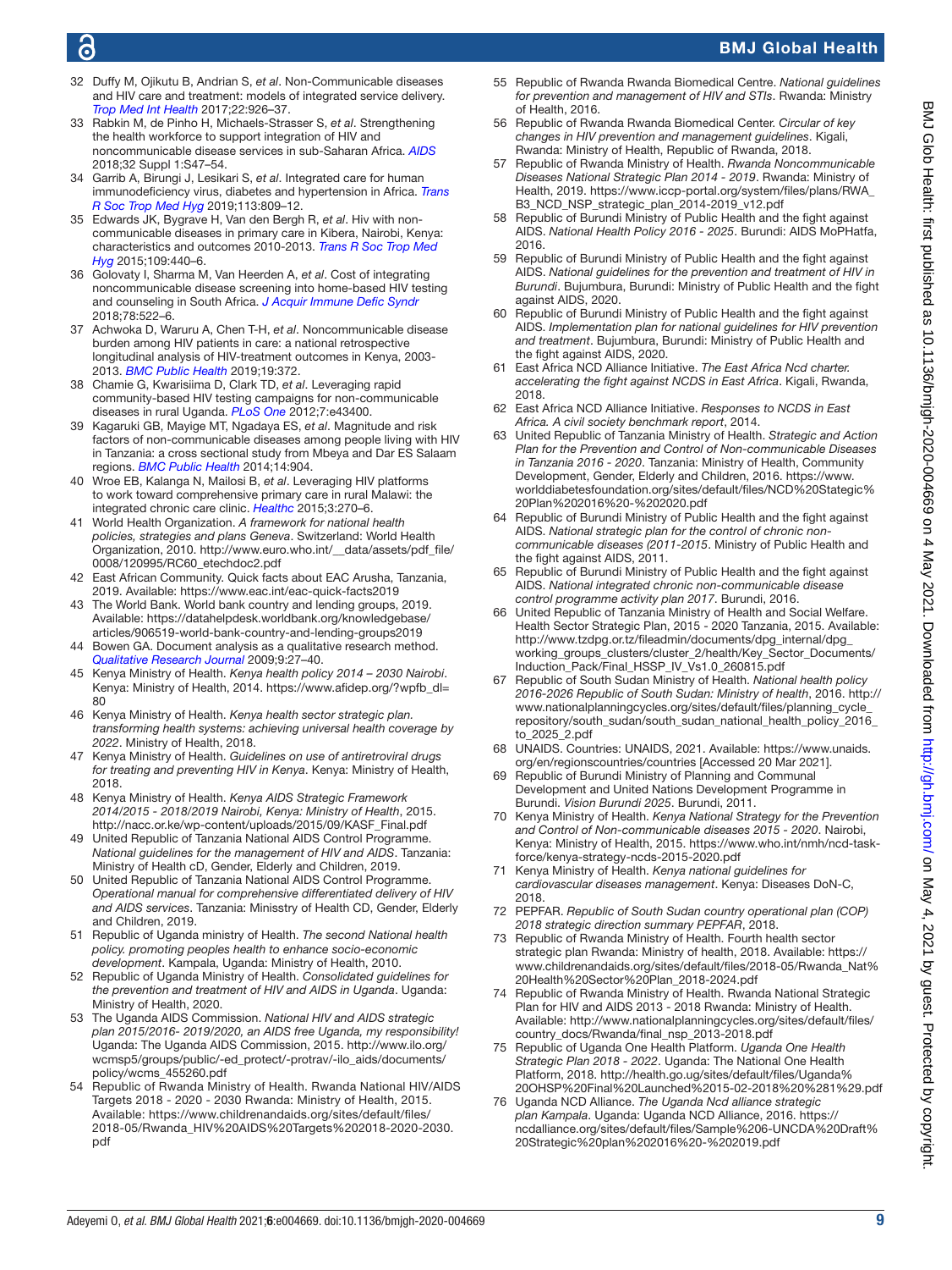32 Duffy M, Ojikutu B, Andrian S, *et al*. Non-Communicable diseases and HIV care and treatment: models of integrated service delivery. *Trop Med Int Health* 2017;22:926–37.

33 Rabkin M, de Pinho H, Michaels-Strasser S, *et al*. Strengthening the health workforce to support integration of HIV and noncommunicable disease services in sub-Saharan Africa. *AIDS* 2018;32 Suppl 1:S47–54.

34 Garrib A, Birungi J, Lesikari S, *et al*. Integrated care for human immunodeficiency virus, diabetes and hypertension in Africa. *Trans R Soc Trop Med Hyg* 2019;113:809–12.

35 Edwards JK, Bygrave H, Van den Bergh R, *et al*. Hiv with non-communicable diseases in primary care in Kibera, Nairobi, Kenya: characteristics and outcomes 2010-2013. *Trans R Soc Trop Med Hyg* 2015;109:440–6.

36 Golovaty I, Sharma M, Van Heerden A, *et al*. Cost of integrating noncommunicable disease screening into home-based HIV testing and counseling in South Africa. *J Acquir Immune Defic Syndr* 2018;78:522–6.

37 Achwoka D, Waruru A, Chen T-H, *et al*. Noncommunicable disease burden among HIV patients in care: a national retrospective longitudinal analysis of HIV-treatment outcomes in Kenya, 2003-2013. *BMC Public Health* 2019;19:372.

38 Chamie G, Kwarisiima D, Clark TD, *et al*. Leveraging rapid community-based HIV testing campaigns for non-communicable diseases in rural Uganda. *PLoS One* 2012;7:e43400.

39 Kagaruki GB, Mayige MT, Ngadaya ES, *et al*. Magnitude and risk factors of non-communicable diseases among people living with HIV in Tanzania: a cross sectional study from Mbeya and Dar ES Salaam regions. *BMC Public Health* 2014;14:904.

40 Wroe EB, Kalanga N, Mailosi B, *et al*. Leveraging HIV platforms to work toward comprehensive primary care in rural Malawi: the integrated chronic care clinic. *Healthc* 2015;3:270–6.

41 World Health Organization. *A framework for national health policies, strategies and plans Geneva*. Switzerland: World Health Organization, 2010. http://www.euro.who.int/__data/assets/pdf_file/0008/120995/RC60_etechdoc2.pdf

42 East African Community. Quick facts about EAC Arusha, Tanzania, 2019. Available: https://www.eac.int/eac-quick-facts2019

43 The World Bank. World bank country and lending groups, 2019. Available: https://datahelpdesk.worldbank.org/knowledgebase/articles/906519-world-bank-country-and-lending-groups2019

44 Bowen GA. Document analysis as a qualitative research method. *Qualitative Research Journal* 2009;9:27–40.

45 Kenya Ministry of Health. *Kenya health policy 2014 – 2030 Nairobi*. Kenya: Ministry of Health, 2014. https://www.afidep.org/?wpfb_dl=80

46 Kenya Ministry of Health. *Kenya health sector strategic plan. transforming health systems: achieving universal health coverage by 2022*. Ministry of Health, 2018.

47 Kenya Ministry of Health. *Guidelines on use of antiretroviral drugs for treating and preventing HIV in Kenya*. Kenya: Ministry of Health, 2018.

48 Kenya Ministry of Health. *Kenya AIDS Strategic Framework 2014/2015 - 2018/2019 Nairobi, Kenya: Ministry of Health*, 2015. http://nacc.or.ke/wp-content/uploads/2015/09/KASF_Final.pdf

49 United Republic of Tanzania National AIDS Control Programme. *National guidelines for the management of HIV and AIDS*. Tanzania: Ministry of Health cD, Gender, Elderly and Children, 2019.

50 United Republic of Tanzania National AIDS Control Programme. *Operational manual for comprehensive differentiated delivery of HIV and AIDS services*. Tanzania: Minisstry of Health CD, Gender, Elderly and Children, 2019.

51 Republic of Uganda ministry of Health. *The second National health policy. promoting peoples health to enhance socio-economic development*. Kampala, Uganda: Ministry of Health, 2010.

52 Republic of Uganda Ministry of Health. *Consolidated guidelines for the prevention and treatment of HIV and AIDS in Uganda*. Uganda: Ministry of Health, 2020.

53 The Uganda AIDS Commission. *National HIV and AIDS strategic plan 2015/2016- 2019/2020, an AIDS free Uganda, my responsibility!* Uganda: The Uganda AIDS Commission, 2015. http://www.ilo.org/wcmsp5/groups/public/-ed_protect/-protrav/-ilo_aids/documents/policy/wcms_455260.pdf

54 Republic of Rwanda Ministry of Health. Rwanda National HIV/AIDS Targets 2018 - 2020 - 2030 Rwanda: Ministry of Health, 2015. Available: https://www.childrenandaids.org/sites/default/files/2018-05/Rwanda_HIV%20AIDS%20Targets%202018-2020-2030.pdf

55 Republic of Rwanda Rwanda Biomedical Centre. *National guidelines for prevention and management of HIV and STIs*. Rwanda: Ministry of Health, 2016.

56 Republic of Rwanda Rwanda Biomedical Center. *Circular of key changes in HIV prevention and management guidelines*. Kigali, Rwanda: Ministry of Health, Republic of Rwanda, 2018.

57 Republic of Rwanda Ministry of Health. *Rwanda Noncommunicable Diseases National Strategic Plan 2014 - 2019*. Rwanda: Ministry of Health, 2019. https://www.iccp-portal.org/system/files/plans/RWA_B3_NCD_NSP_strategic_plan_2014-2019_v12.pdf

58 Republic of Burundi Ministry of Public Health and the fight against AIDS. *National Health Policy 2016 - 2025*. Burundi: AIDS MoPHatfa, 2016.

59 Republic of Burundi Ministry of Public Health and the fight against AIDS. *National guidelines for the prevention and treatment of HIV in Burundi*. Bujumbura, Burundi: Ministry of Public Health and the fight against AIDS, 2020.

60 Republic of Burundi Ministry of Public Health and the fight against AIDS. *Implementation plan for national guidelines for HIV prevention and treatment*. Bujumbura, Burundi: Ministry of Public Health and the fight against AIDS, 2020.

61 East Africa NCD Alliance Initiative. *The East Africa Ncd charter. accelerating the fight against NCDS in East Africa*. Kigali, Rwanda, 2018.

62 East Africa NCD Alliance Initiative. *Responses to NCDS in East Africa. A civil society benchmark report*, 2014.

63 United Republic of Tanzania Ministry of Health. *Strategic and Action Plan for the Prevention and Control of Non-communicable Diseases in Tanzania 2016 - 2020*. Tanzania: Ministry of Health, Community Development, Gender, Elderly and Children, 2016. https://www.worlddiabetesfoundation.org/sites/default/files/NCD%20Stategic%20Plan%202016%20-%202020.pdf

64 Republic of Burundi Ministry of Public Health and the fight against AIDS. *National strategic plan for the control of chronic non-communicable diseases (2011-2015*. Ministry of Public Health and the fight against AIDS, 2011.

65 Republic of Burundi Ministry of Public Health and the fight against AIDS. *National integrated chronic non-communicable disease control programme activity plan 2017*. Burundi, 2016.

66 United Republic of Tanzania Ministry of Health and Social Welfare. Health Sector Strategic Plan, 2015 - 2020 Tanzania, 2015. Available: http://www.tzdpg.or.tz/fileadmin/documents/dpg_internal/dpg_working_groups_clusters/cluster_2/health/Key_Sector_Documents/Induction_Pack/Final_HSSP_IV_Vs1.0_260815.pdf

67 Republic of South Sudan Ministry of Health. *National health policy 2016-2026 Republic of South Sudan: Ministry of health*, 2016. http://www.nationalplanningcycles.org/sites/default/files/planning_cycle_repository/south_sudan/south_sudan_national_health_policy_2016_to_2025_2.pdf

68 UNAIDS. Countries: UNAIDS, 2021. Available: https://www.unaids.org/en/regionscountries/countries [Accessed 20 Mar 2021].

69 Republic of Burundi Ministry of Planning and Communal Development and United Nations Development Programme in Burundi. *Vision Burundi 2025*. Burundi, 2011.

70 Kenya Ministry of Health. *Kenya National Strategy for the Prevention and Control of Non-communicable diseases 2015 - 2020*. Nairobi, Kenya: Ministry of Health, 2015. https://www.who.int/nmh/ncd-task-force/kenya-strategy-ncds-2015-2020.pdf

71 Kenya Ministry of Health. *Kenya national guidelines for cardiovascular diseases management*. Kenya: Diseases DoN-C, 2018.

72 PEPFAR. *Republic of South Sudan country operational plan (COP) 2018 strategic direction summary PEPFAR*, 2018.

73 Republic of Rwanda Ministry of Health. Fourth health sector strategic plan Rwanda: Ministry of health, 2018. Available: https://www.childrenandaids.org/sites/default/files/2018-05/Rwanda_Nat%20Health%20Sector%20Plan_2018-2024.pdf

74 Republic of Rwanda Ministry of Health. Rwanda National Strategic Plan for HIV and AIDS 2013 - 2018 Rwanda: Ministry of Health. Available: http://www.nationalplanningcycles.org/sites/default/files/country_docs/Rwanda/final_nsp_2013-2018.pdf

75 Republic of Uganda One Health Platform. *Uganda One Health Strategic Plan 2018 - 2022*. Uganda: The National One Health Platform, 2018. http://health.go.ug/sites/default/files/Uganda%20OHSP%20Final%20Launched%2015-02-2018%20%281%29.pdf

76 Uganda NCD Alliance. *The Uganda Ncd alliance strategic plan Kampala*. Uganda: Uganda NCD Alliance, 2016. https://ncdalliance.org/sites/default/files/Sample%206-UNCDA%20Draft%20Strategic%20plan%202016%20-%202019.pdf